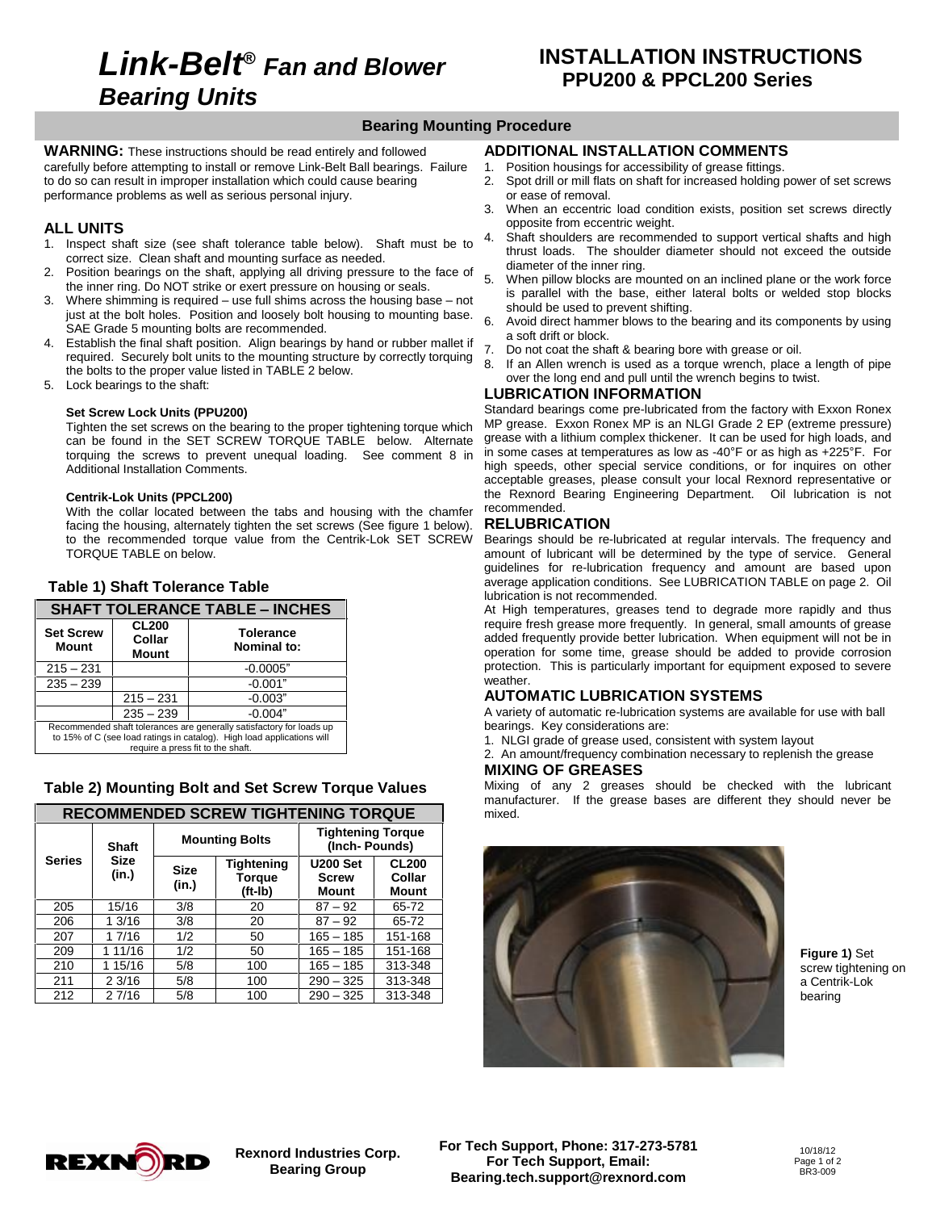# *Link-Belt® Fan and Blower Bearing Units*

# INSTALLATION INSTRUCTIONS
## PPU200 & PPCL200 Series

## Bearing Mounting Procedure

**WARNING:** These instructions should be read entirely and followed carefully before attempting to install or remove Link-Belt Ball bearings. Failure to do so can result in improper installation which could cause bearing performance problems as well as serious personal injury.

### ALL UNITS

1. Inspect shaft size (see shaft tolerance table below). Shaft must be to correct size. Clean shaft and mounting surface as needed.
2. Position bearings on the shaft, applying all driving pressure to the face of the inner ring. Do NOT strike or exert pressure on housing or seals.
3. Where shimming is required – use full shims across the housing base – not just at the bolt holes. Position and loosely bolt housing to mounting base. SAE Grade 5 mounting bolts are recommended.
4. Establish the final shaft position. Align bearings by hand or rubber mallet if required. Securely bolt units to the mounting structure by correctly torquing the bolts to the proper value listed in TABLE 2 below.
5. Lock bearings to the shaft:

**Set Screw Lock Units (PPU200)**

Tighten the set screws on the bearing to the proper tightening torque which can be found in the SET SCREW TORQUE TABLE below. Alternate torquing the screws to prevent unequal loading. See comment 8 in Additional Installation Comments.

**Centrik-Lok Units (PPCL200)**

With the collar located between the tabs and housing with the chamfer facing the housing, alternately tighten the set screws (See figure 1 below). to the recommended torque value from the Centrik-Lok SET SCREW TORQUE TABLE on below.

### Table 1) Shaft Tolerance Table

| SHAFT TOLERANCE TABLE – INCHES | | |
|---|---|---|
| **Set Screw Mount** | **CL200 Collar Mount** | **Tolerance Nominal to:** |
| 215 – 231 | | -0.0005" |
| 235 – 239 | | -0.001" |
| | 215 – 231 | -0.003" |
| | 235 – 239 | -0.004" |

Recommended shaft tolerances are generally satisfactory for loads up to 15% of C (see load ratings in catalog). High load applications will require a press fit to the shaft.

### Table 2) Mounting Bolt and Set Screw Torque Values

| RECOMMENDED SCREW TIGHTENING TORQUE | | | | | |
|---|---|---|---|---|---|
| **Series** | **Shaft Size (in.)** | **Mounting Bolts** | | **Tightening Torque (Inch- Pounds)** | |
| | | **Size (in.)** | **Tightening Torque (ft-lb)** | **U200 Set Screw Mount** | **CL200 Collar Mount** |
| 205 | 15/16 | 3/8 | 20 | 87 – 92 | 65-72 |
| 206 | 1 3/16 | 3/8 | 20 | 87 – 92 | 65-72 |
| 207 | 1 7/16 | 1/2 | 50 | 165 – 185 | 151-168 |
| 209 | 1 11/16 | 1/2 | 50 | 165 – 185 | 151-168 |
| 210 | 1 15/16 | 5/8 | 100 | 165 – 185 | 313-348 |
| 211 | 2 3/16 | 5/8 | 100 | 290 – 325 | 313-348 |
| 212 | 2 7/16 | 5/8 | 100 | 290 – 325 | 313-348 |

### ADDITIONAL INSTALLATION COMMENTS

1. Position housings for accessibility of grease fittings.
2. Spot drill or mill flats on shaft for increased holding power of set screws or ease of removal.
3. When an eccentric load condition exists, position set screws directly opposite from eccentric weight.
4. Shaft shoulders are recommended to support vertical shafts and high thrust loads. The shoulder diameter should not exceed the outside diameter of the inner ring.
5. When pillow blocks are mounted on an inclined plane or the work force is parallel with the base, either lateral bolts or welded stop blocks should be used to prevent shifting.
6. Avoid direct hammer blows to the bearing and its components by using a soft drift or block.
7. Do not coat the shaft & bearing bore with grease or oil.
8. If an Allen wrench is used as a torque wrench, place a length of pipe over the long end and pull until the wrench begins to twist.

### LUBRICATION INFORMATION

Standard bearings come pre-lubricated from the factory with Exxon Ronex MP grease. Exxon Ronex MP is an NLGI Grade 2 EP (extreme pressure) grease with a lithium complex thickener. It can be used for high loads, and in some cases at temperatures as low as -40°F or as high as +225°F. For high speeds, other special service conditions, or for inquires on other acceptable greases, please consult your local Rexnord representative or the Rexnord Bearing Engineering Department. Oil lubrication is not recommended.

### RELUBRICATION

Bearings should be re-lubricated at regular intervals. The frequency and amount of lubricant will be determined by the type of service. General guidelines for re-lubrication frequency and amount are based upon average application conditions. See LUBRICATION TABLE on page 2. Oil lubrication is not recommended.

At High temperatures, greases tend to degrade more rapidly and thus require fresh grease more frequently. In general, small amounts of grease added frequently provide better lubrication. When equipment will not be in operation for some time, grease should be added to provide corrosion protection. This is particularly important for equipment exposed to severe weather.

### AUTOMATIC LUBRICATION SYSTEMS

A variety of automatic re-lubrication systems are available for use with ball bearings. Key considerations are:

1. NLGI grade of grease used, consistent with system layout
2. An amount/frequency combination necessary to replenish the grease

### MIXING OF GREASES

Mixing of any 2 greases should be checked with the lubricant manufacturer. If the grease bases are different they should never be mixed.

**Figure 1)** Set screw tightening on a Centrik-Lok bearing

Rexnord Industries Corp.
Bearing Group

For Tech Support, Phone: 317-273-5781
For Tech Support, Email: Bearing.tech.support@rexnord.com

10/18/12
BR3-009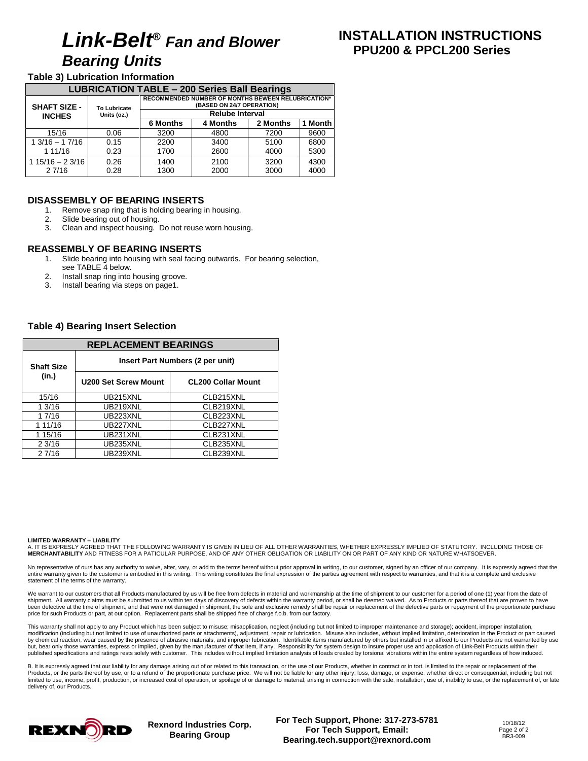# *Link-Belt® Fan and Blower Bearing Units*

## INSTALLATION INSTRUCTIONS
### PPU200 & PPCL200 Series

**Table 3) Lubrication Information**

| LUBRICATION TABLE – 200 Series Ball Bearings | | | | | |
|---|---|---|---|---|---|
| SHAFT SIZE - INCHES | To Lubricate Units (oz.) | RECOMMENDED NUMBER OF MONTHS BEWEEN RELUBRICATION* (BASED ON 24/7 OPERATION) | | | |
| | | Relube Interval | | | |
| | | 6 Months | 4 Months | 2 Months | 1 Month |
| 15/16 | 0.06 | 3200 | 4800 | 7200 | 9600 |
| 1 3/16 – 1 7/16 | 0.15 | 2200 | 3400 | 5100 | 6800 |
| 1 11/16 | 0.23 | 1700 | 2600 | 4000 | 5300 |
| 1 15/16 – 2 3/16 | 0.26 | 1400 | 2100 | 3200 | 4300 |
| 2 7/16 | 0.28 | 1300 | 2000 | 3000 | 4000 |

### DISASSEMBLY OF BEARING INSERTS

1. Remove snap ring that is holding bearing in housing.
2. Slide bearing out of housing.
3. Clean and inspect housing. Do not reuse worn housing.

### REASSEMBLY OF BEARING INSERTS

1. Slide bearing into housing with seal facing outwards. For bearing selection, see TABLE 4 below.
2. Install snap ring into housing groove.
3. Install bearing via steps on page1.

**Table 4) Bearing Insert Selection**

| REPLACEMENT BEARINGS | | |
|---|---|---|
| Shaft Size (in.) | Insert Part Numbers (2 per unit) | |
| | U200 Set Screw Mount | CL200 Collar Mount |
| 15/16 | UB215XNL | CLB215XNL |
| 1 3/16 | UB219XNL | CLB219XNL |
| 1 7/16 | UB223XNL | CLB223XNL |
| 1 11/16 | UB227XNL | CLB227XNL |
| 1 15/16 | UB231XNL | CLB231XNL |
| 2 3/16 | UB235XNL | CLB235XNL |
| 2 7/16 | UB239XNL | CLB239XNL |

**LIMITED WARRANTY – LIABILITY**

A. IT IS EXPRESSLY AGREED THAT THE FOLLOWING WARRANTY IS GIVEN IN LIEU OF ALL OTHER WARRANTIES, WHETHER EXPRESSLY IMPLIED OF STATUTORY. INCLUDING THOSE OF **MERCHANTABILITY** AND FITNESS FOR A PATICULAR PURPOSE, AND OF ANY OTHER OBLIGATION OR LIABILITY ON OR PART OF ANY KIND OR NATURE WHATSOEVER.

No representative of ours has any authority to waive, alter, vary, or add to the terms hereof without prior approval in writing, to our customer, signed by an officer of our company. It is expressly agreed that the entire warranty given to the customer is embodied in this writing. This writing constitutes the final expression of the parties agreement with respect to warranties, and that it is a complete and exclusive statement of the terms of the warranty.

We warrant to our customers that all Products manufactured by us will be free from defects in material and workmanship at the time of shipment to our customer for a period of one (1) year from the date of shipment. All warranty claims must be submitted to us within ten days of discovery of defects within the warranty period, or shall be deemed waived. As to Products or parts thereof that are proven to have been defective at the time of shipment, and that were not damaged in shipment, the sole and exclusive remedy shall be repair or replacement of the defective parts or repayment of the proportionate purchase price for such Products or part, at our option. Replacement parts shall be shipped free of charge f.o.b. from our factory.

This warranty shall not apply to any Product which has been subject to misuse; misapplication, neglect (including but not limited to improper maintenance and storage); accident, improper installation, modification (including but not limited to use of unauthorized parts or attachments), adjustment, repair or lubrication. Misuse also includes, without implied limitation, deterioration in the Product or part caused by chemical reaction, wear caused by the presence of abrasive materials, and improper lubrication. Identifiable items manufactured by others but installed in or affixed to our Products are not warranted by us but, bear only those warranties, express or implied, given by the manufacturer of that item, if any. Responsibility for system design to insure proper use and application of Link-Belt Products within their published specifications and ratings rests solely with customer. This includes without implied limitation analysis of loads created by torsional vibrations within the entire system regardless of how induced.

B. It is expressly agreed that our liability for any damage arising out of or related to this transaction, or the use of our Products, whether in contract or in tort, is limited to the repair or replacement of the Products, or the parts thereof by use, or to a refund of the proportionate purchase price. We will not be liable for any other injury, loss, damage, or expense, whether direct or consequential, including but not limited to use, income, profit, production, or increased cost of operation, or spoilage of or damage to material, arising in connection with the sale, installation, use of, inability to use, or the replacement of, or late delivery of, our Products.

REXNORD

**Rexnord Industries Corp.**
**Bearing Group**

**For Tech Support, Phone: 317-273-5781**
**For Tech Support, Email: Bearing.tech.support@rexnord.com**

10/18/12
BR3-009